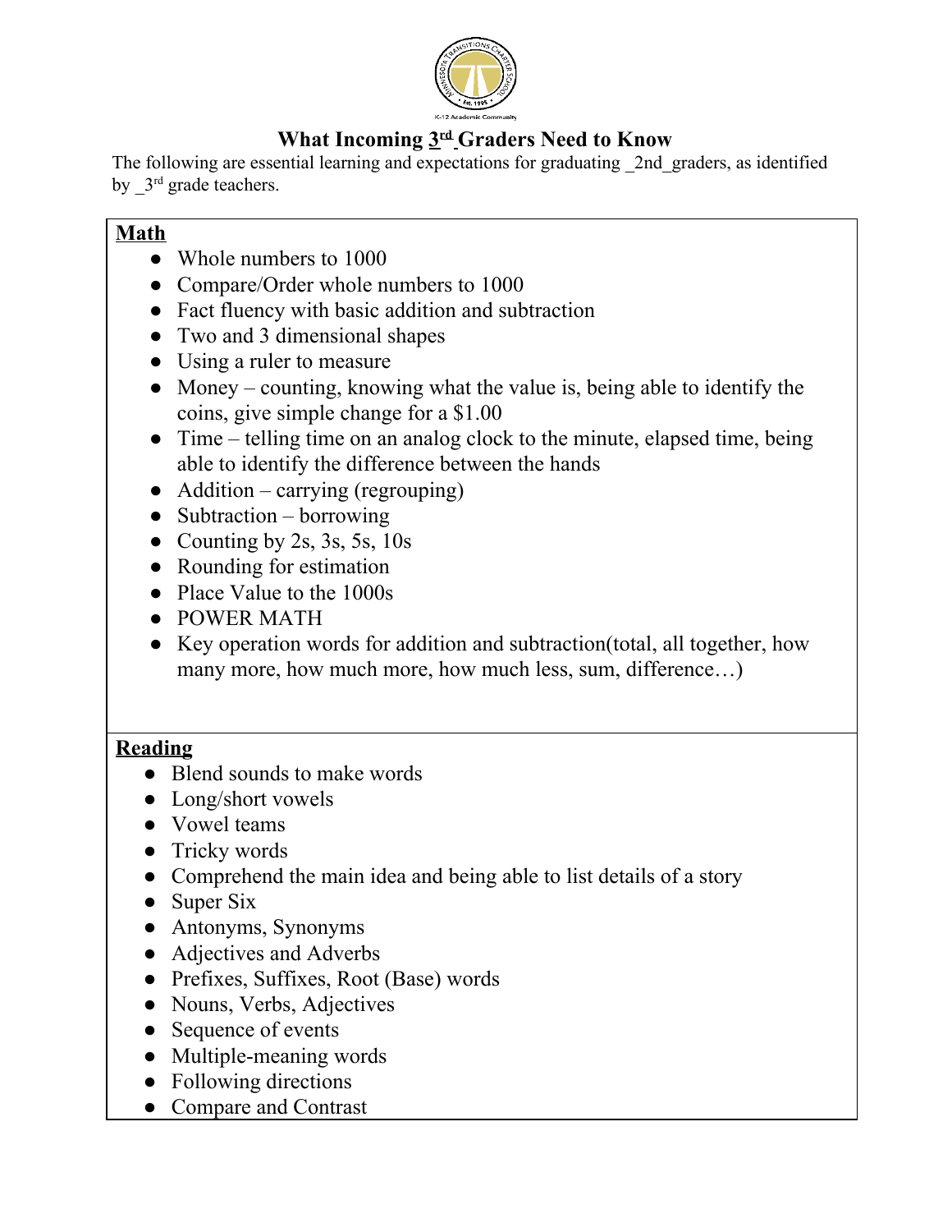# What Incoming 3rd Graders Need to Know

The following are essential learning and expectations for graduating _2nd_graders, as identified by _3rd grade teachers.

## Math

- Whole numbers to 1000
- Compare/Order whole numbers to 1000
- Fact fluency with basic addition and subtraction
- Two and 3 dimensional shapes
- Using a ruler to measure
- Money – counting, knowing what the value is, being able to identify the coins, give simple change for a $1.00
- Time – telling time on an analog clock to the minute, elapsed time, being able to identify the difference between the hands
- Addition – carrying (regrouping)
- Subtraction – borrowing
- Counting by 2s, 3s, 5s, 10s
- Rounding for estimation
- Place Value to the 1000s
- POWER MATH
- Key operation words for addition and subtraction(total, all together, how many more, how much more, how much less, sum, difference…)

## Reading

- Blend sounds to make words
- Long/short vowels
- Vowel teams
- Tricky words
- Comprehend the main idea and being able to list details of a story
- Super Six
- Antonyms, Synonyms
- Adjectives and Adverbs
- Prefixes, Suffixes, Root (Base) words
- Nouns, Verbs, Adjectives
- Sequence of events
- Multiple-meaning words
- Following directions
- Compare and Contrast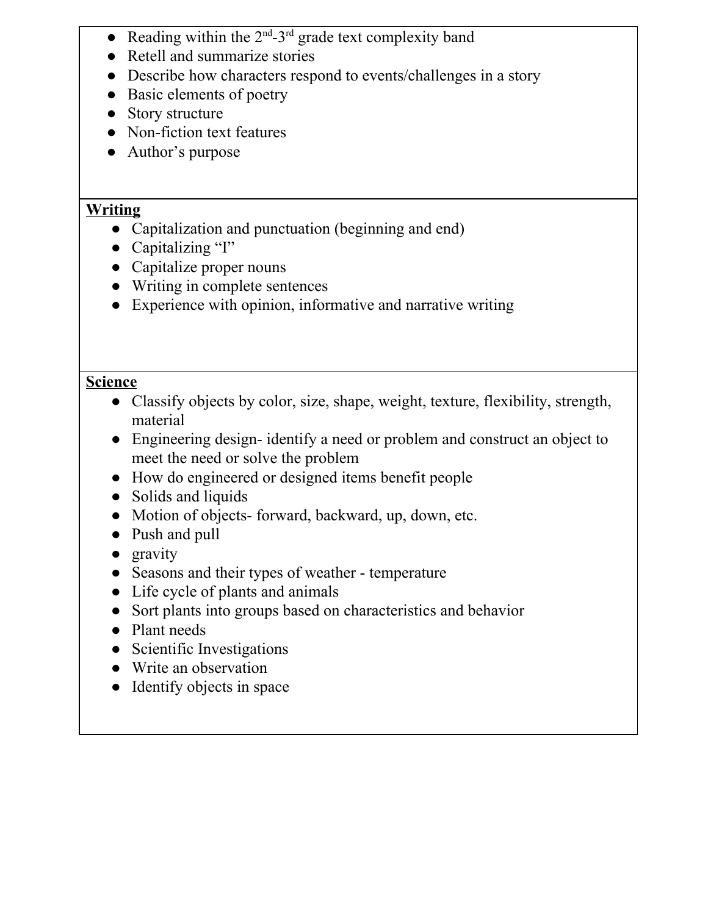- Reading within the 2nd-3rd grade text complexity band
- Retell and summarize stories
- Describe how characters respond to events/challenges in a story
- Basic elements of poetry
- Story structure
- Non-fiction text features
- Author's purpose

**Writing**

- Capitalization and punctuation (beginning and end)
- Capitalizing "I"
- Capitalize proper nouns
- Writing in complete sentences
- Experience with opinion, informative and narrative writing

**Science**

- Classify objects by color, size, shape, weight, texture, flexibility, strength, material
- Engineering design- identify a need or problem and construct an object to meet the need or solve the problem
- How do engineered or designed items benefit people
- Solids and liquids
- Motion of objects- forward, backward, up, down, etc.
- Push and pull
- gravity
- Seasons and their types of weather - temperature
- Life cycle of plants and animals
- Sort plants into groups based on characteristics and behavior
- Plant needs
- Scientific Investigations
- Write an observation
- Identify objects in space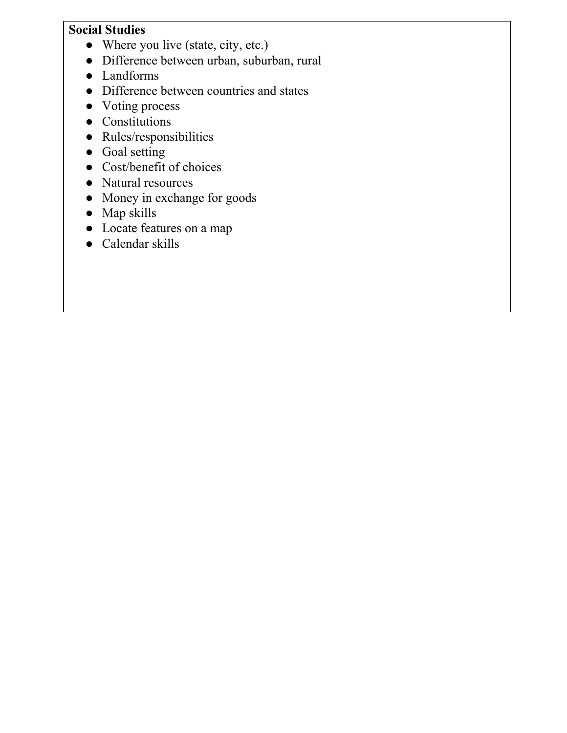**Social Studies**

- Where you live (state, city, etc.)
- Difference between urban, suburban, rural
- Landforms
- Difference between countries and states
- Voting process
- Constitutions
- Rules/responsibilities
- Goal setting
- Cost/benefit of choices
- Natural resources
- Money in exchange for goods
- Map skills
- Locate features on a map
- Calendar skills